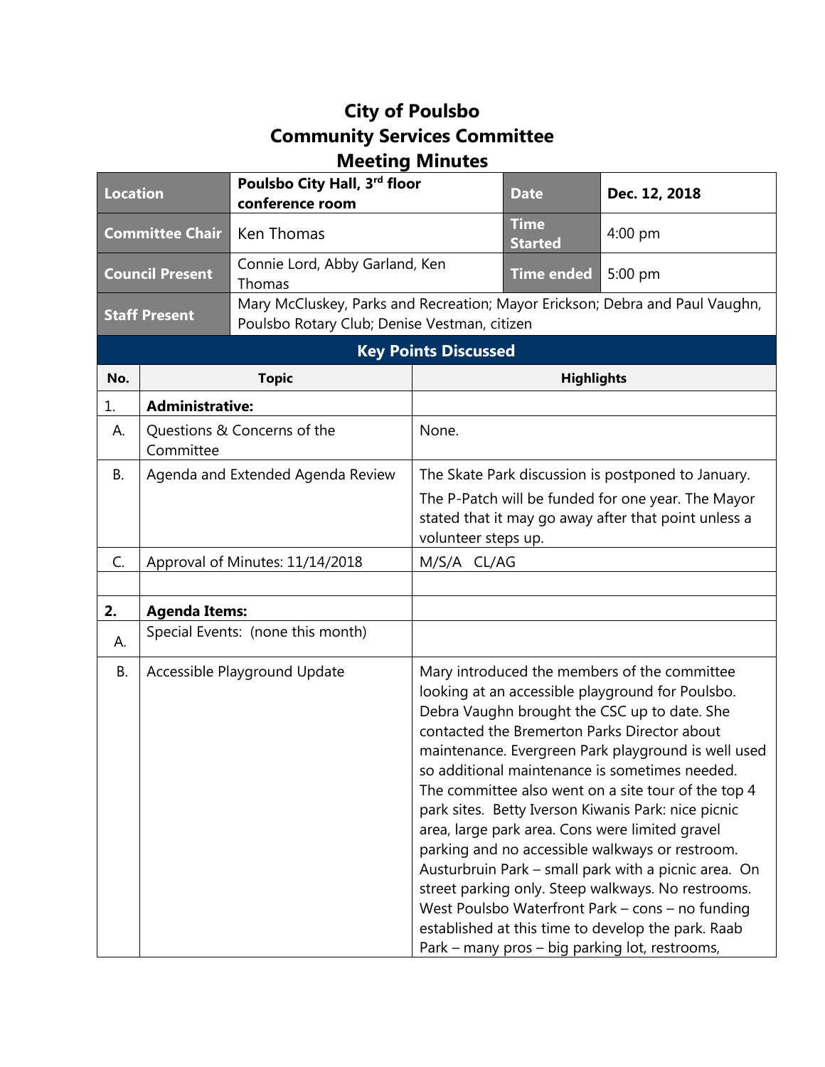# City of Poulsbo
# Community Services Committee
# Meeting Minutes

| Location | Poulsbo City Hall, 3rd floor conference room | Date | Dec. 12, 2018 |
| --- | --- | --- | --- |
| Committee Chair | Ken Thomas | Time Started | 4:00 pm |
| Council Present | Connie Lord, Abby Garland, Ken Thomas | Time ended | 5:00 pm |
| Staff Present | Mary McCluskey, Parks and Recreation; Mayor Erickson; Debra and Paul Vaughn, Poulsbo Rotary Club; Denise Vestman, citizen | | |

## Key Points Discussed

| No. | Topic | Highlights |
| --- | --- | --- |
| 1. | **Administrative:** | |
| A. | Questions & Concerns of the Committee | None. |
| B. | Agenda and Extended Agenda Review | The Skate Park discussion is postponed to January.<br>The P-Patch will be funded for one year. The Mayor stated that it may go away after that point unless a volunteer steps up. |
| C. | Approval of Minutes: 11/14/2018 | M/S/A CL/AG |
| | | |
| **2.** | **Agenda Items:** | |
| A. | Special Events: (none this month) | |
| B. | Accessible Playground Update | Mary introduced the members of the committee looking at an accessible playground for Poulsbo. Debra Vaughn brought the CSC up to date. She contacted the Bremerton Parks Director about maintenance. Evergreen Park playground is well used so additional maintenance is sometimes needed. The committee also went on a site tour of the top 4 park sites. Betty Iverson Kiwanis Park: nice picnic area, large park area. Cons were limited gravel parking and no accessible walkways or restroom. Austurbruin Park – small park with a picnic area. On street parking only. Steep walkways. No restrooms. West Poulsbo Waterfront Park – cons – no funding established at this time to develop the park. Raab Park – many pros – big parking lot, restrooms, |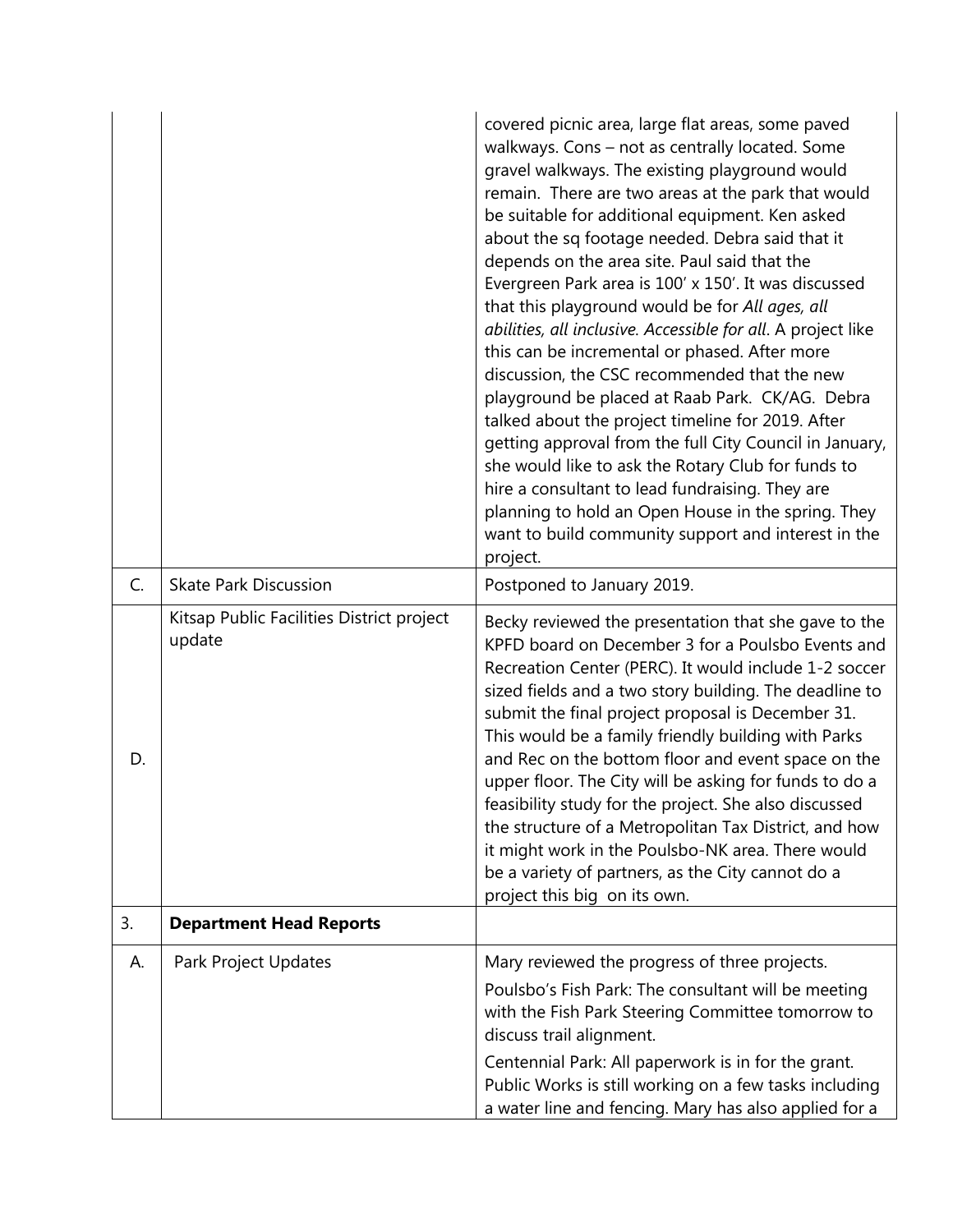| | | |
|---|---|---|
| | | covered picnic area, large flat areas, some paved walkways. Cons – not as centrally located. Some gravel walkways. The existing playground would remain. There are two areas at the park that would be suitable for additional equipment. Ken asked about the sq footage needed. Debra said that it depends on the area site. Paul said that the Evergreen Park area is 100' x 150'. It was discussed that this playground would be for *All ages, all abilities, all inclusive. Accessible for all*. A project like this can be incremental or phased. After more discussion, the CSC recommended that the new playground be placed at Raab Park. CK/AG. Debra talked about the project timeline for 2019. After getting approval from the full City Council in January, she would like to ask the Rotary Club for funds to hire a consultant to lead fundraising. They are planning to hold an Open House in the spring. They want to build community support and interest in the project. |
| C. | Skate Park Discussion | Postponed to January 2019. |
| D. | Kitsap Public Facilities District project update | Becky reviewed the presentation that she gave to the KPFD board on December 3 for a Poulsbo Events and Recreation Center (PERC). It would include 1-2 soccer sized fields and a two story building. The deadline to submit the final project proposal is December 31. This would be a family friendly building with Parks and Rec on the bottom floor and event space on the upper floor. The City will be asking for funds to do a feasibility study for the project. She also discussed the structure of a Metropolitan Tax District, and how it might work in the Poulsbo-NK area. There would be a variety of partners, as the City cannot do a project this big on its own. |
| 3. | **Department Head Reports** | |
| A. | Park Project Updates | Mary reviewed the progress of three projects.<br><br>Poulsbo's Fish Park: The consultant will be meeting with the Fish Park Steering Committee tomorrow to discuss trail alignment.<br><br>Centennial Park: All paperwork is in for the grant. Public Works is still working on a few tasks including a water line and fencing. Mary has also applied for a |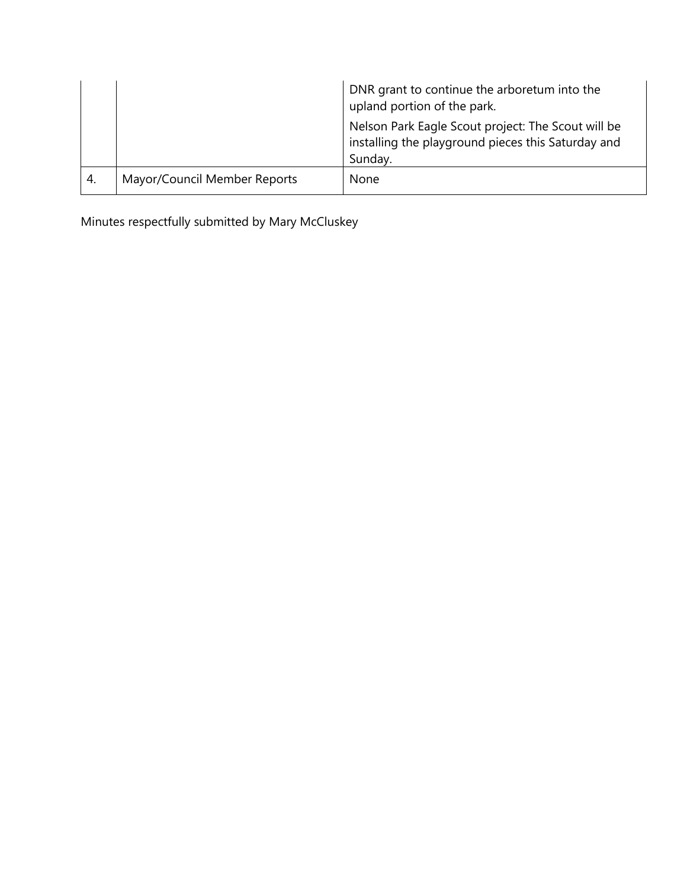| | | |
|---|---|---|
| | | DNR grant to continue the arboretum into the upland portion of the park.<br><br>Nelson Park Eagle Scout project: The Scout will be installing the playground pieces this Saturday and Sunday. |
| 4. | Mayor/Council Member Reports | None |

Minutes respectfully submitted by Mary McCluskey